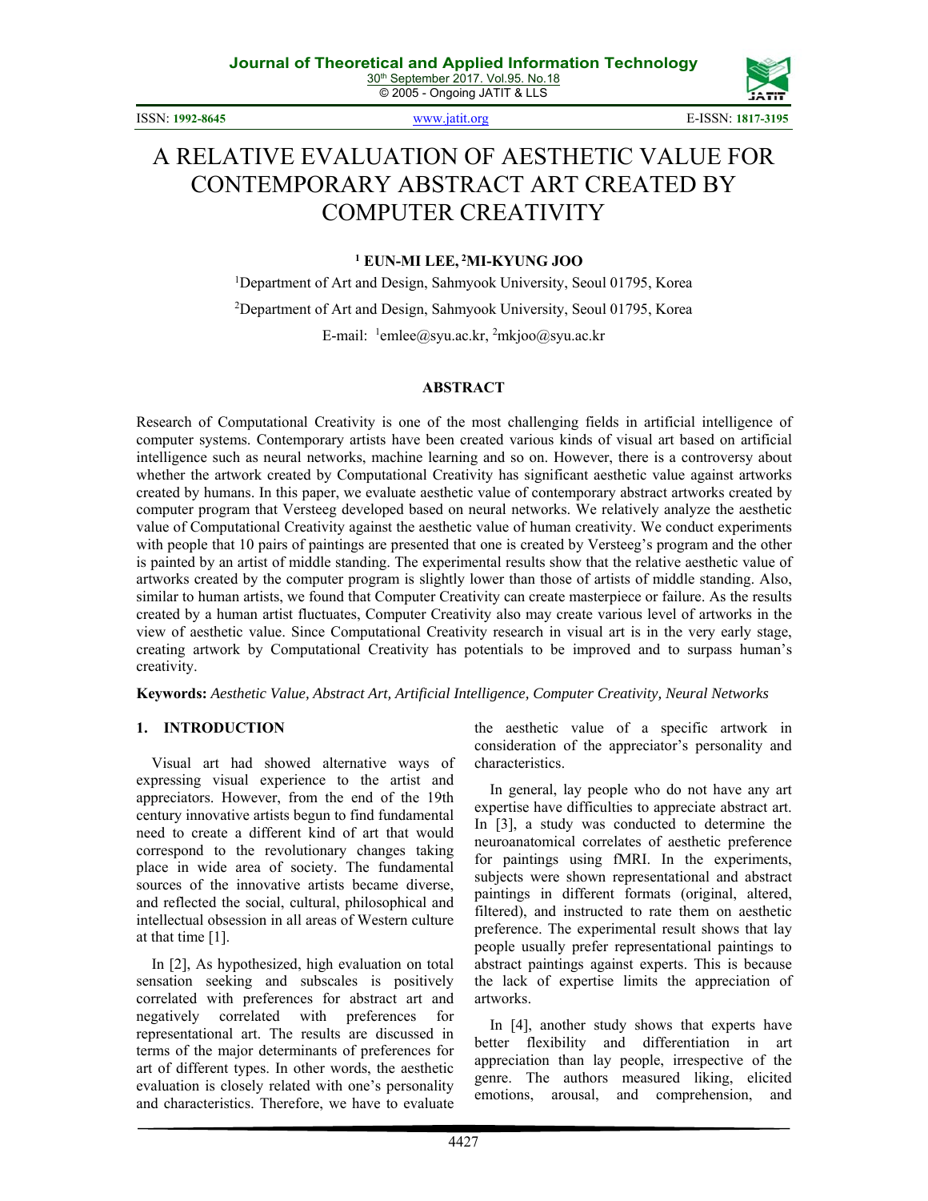# A RELATIVE EVALUATION OF AESTHETIC VALUE FOR CONTEMPORARY ABSTRACT ART CREATED BY COMPUTER CREATIVITY

**[1] EUN-MI LEE, [2]MI-KYUNG JOO**

[1]Department of Art and Design, Sahmyook University, Seoul 01795, Korea

[2]Department of Art and Design, Sahmyook University, Seoul 01795, Korea

E-mail: [1]emlee@syu.ac.kr, [2]mkjoo@syu.ac.kr

## ABSTRACT

Research of Computational Creativity is one of the most challenging fields in artificial intelligence of computer systems. Contemporary artists have been created various kinds of visual art based on artificial intelligence such as neural networks, machine learning and so on. However, there is a controversy about whether the artwork created by Computational Creativity has significant aesthetic value against artworks created by humans. In this paper, we evaluate aesthetic value of contemporary abstract artworks created by computer program that Versteeg developed based on neural networks. We relatively analyze the aesthetic value of Computational Creativity paintings against the aesthetic value of human creativity. We conduct experiments with people that 10 pairs of paintings are presented that one is created by Versteeg's program and the other is painted by an artist of middle standing. The experimental results show that the relative aesthetic value of artworks created by the computer program is slightly lower than those of artists of middle standing. Also, similar to human artists, we found that Computer Creativity can create masterpiece or failure. As the results created by a human artist fluctuates, Computer Creativity also may create various level of artworks in the view of aesthetic value. Since Computational Creativity research in visual art is in the very early stage, creating artwork by Computational Creativity has potentials to be improved and to surpass human's creativity.

**Keywords:** *Aesthetic Value, Abstract Art, Artificial Intelligence, Computer Creativity, Neural Networks*

## 1. INTRODUCTION

Visual art had showed alternative ways of expressing visual experience to the artist and appreciators. However, from the end of the 19th century innovative artists begun to find fundamental need to create a different kind of art that would correspond to the revolutionary changes taking place in wide area of society. The fundamental sources of the innovative artists became diverse, and reflected the social, cultural, philosophical and intellectual obsession in all areas of Western culture at that time [1].

In [2], As hypothesized, high evaluation on total sensation seeking and subscales is positively correlated with preferences for abstract art and negatively correlated with preferences for representational art. The results are discussed in terms of the major determinants of preferences for art of different types. In other words, the aesthetic evaluation is closely related with one's personality and characteristics. Therefore, we have to evaluate the aesthetic value of a specific artwork in consideration of the appreciator's personality and characteristics.

In general, lay people who do not have any art expertise have difficulties to appreciate abstract art. In [3], a study was conducted to determine the neuroanatomical correlates of aesthetic preference for paintings using fMRI. In the experiments, subjects were shown representational and abstract paintings in different formats (original, altered, filtered), and instructed to rate them on aesthetic preference. The experimental result shows that lay people usually prefer representational paintings to abstract paintings against experts. This is because the lack of expertise limits the appreciation of artworks.

In [4], another study shows that experts have better flexibility and differentiation in art appreciation than lay people, irrespective of the genre. The authors measured liking, elicited emotions, arousal, and comprehension, and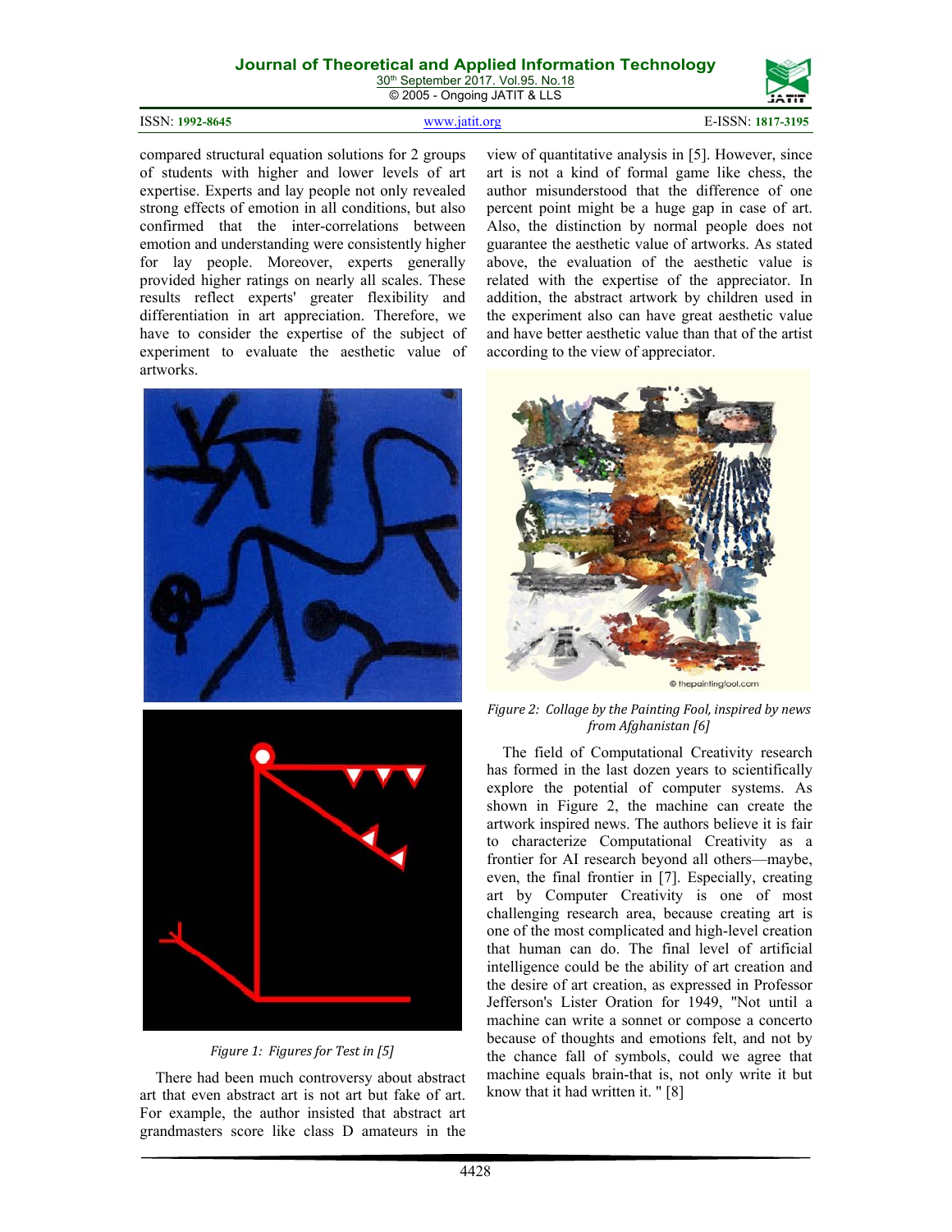compared structural equation solutions for 2 groups of students with higher and lower levels of art expertise. Experts and lay people not only revealed strong effects of emotion in all conditions, but also confirmed that the inter-correlations between emotion and understanding were consistently higher for lay people. Moreover, experts generally provided higher ratings on nearly all scales. These results reflect experts' greater flexibility and differentiation in art appreciation. Therefore, we have to consider the expertise of the subject of experiment to evaluate the aesthetic value of artworks.

*Figure 1: Figures for Test in [5]*

There had been much controversy about abstract art that even abstract art is not art but fake of art. For example, the author insisted that abstract art grandmasters score like class D amateurs in the view of quantitative analysis in [5]. However, since art is not a kind of formal game like chess, the author misunderstood that the difference of one percent point might be a huge gap in case of art. Also, the distinction by normal people does not guarantee the aesthetic value of artworks. As stated above, the evaluation of the aesthetic value is related with the expertise of the appreciator. In addition, the abstract artwork by children used in the experiment also can have great aesthetic value and have better aesthetic value than that of the artist according to the view of appreciator.

*Figure 2: Collage by the Painting Fool, inspired by news from Afghanistan [6]*

The field of Computational Creativity research has formed in the last dozen years to scientifically explore the potential of computer systems. As shown in Figure 2, the machine can create the artwork inspired news. The authors believe it is fair to characterize Computational Creativity as a frontier for AI research beyond all others—maybe, even, the final frontier in [7]. Especially, creating art by Computer Creativity is one of most challenging research area, because creating art is one of the most complicated and high-level creation that human can do. The final level of artificial intelligence could be the ability of art creation and the desire of art creation, as expressed in Professor Jefferson's Lister Oration for 1949, "Not until a machine can write a sonnet or compose a concerto because of thoughts and emotions felt, and not by the chance fall of symbols, could we agree that machine equals brain-that is, not only write it but know that it had written it. " [8]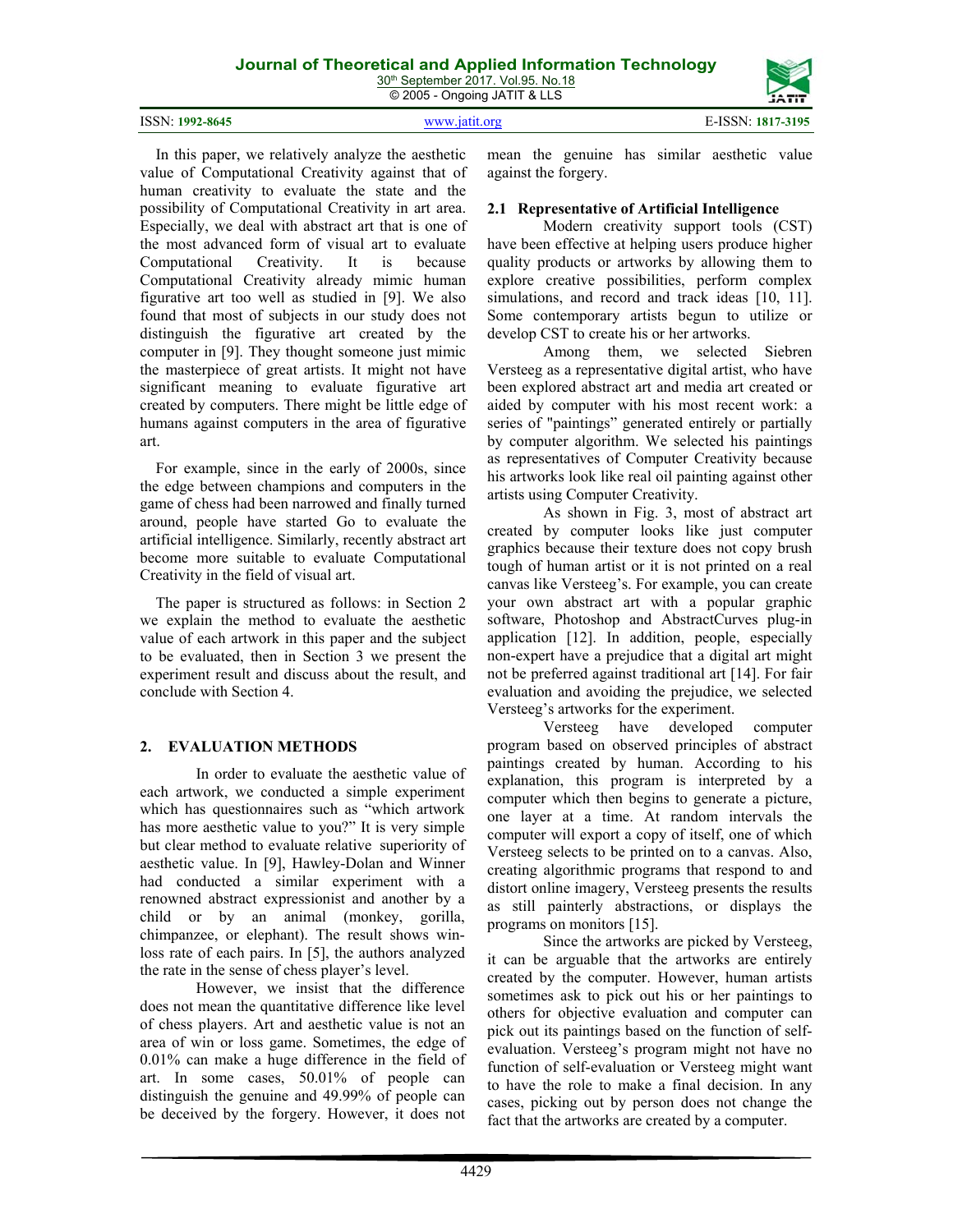In this paper, we relatively analyze the aesthetic value of Computational Creativity against that of human creativity to evaluate the state and the possibility of Computational Creativity in art area. Especially, we deal with abstract art that is one of the most advanced form of visual art to evaluate Computational Creativity. It is because Computational Creativity already mimic human figurative art too well as studied in [9]. We also found that most of subjects in our study does not distinguish the figurative art created by the computer in [9]. They thought someone just mimic the masterpiece of great artists. It might not have significant meaning to evaluate figurative art created by computers. There might be little edge of humans against computers in the area of figurative art.

For example, since in the early of 2000s, since the edge between champions and computers in the game of chess had been narrowed and finally turned around, people have started Go to evaluate the artificial intelligence. Similarly, recently abstract art become more suitable to evaluate Computational Creativity in the field of visual art.

The paper is structured as follows: in Section 2 we explain the method to evaluate the aesthetic value of each artwork in this paper and the subject to be evaluated, then in Section 3 we present the experiment result and discuss about the result, and conclude with Section 4.

## 2. EVALUATION METHODS

In order to evaluate the aesthetic value of each artwork, we conducted a simple experiment which has questionnaires such as "which artwork has more aesthetic value to you?" It is very simple but clear method to evaluate relative superiority of aesthetic value. In [9], Hawley-Dolan and Winner had conducted a similar experiment with a renowned abstract expressionist and another by a child or by an animal (monkey, gorilla, chimpanzee, or elephant). The result shows win-loss rate of each pairs. In [5], the authors analyzed the rate in the sense of chess player's level.

However, we insist that the difference does not mean the quantitative difference like level of chess players. Art and aesthetic value is not an area of win or loss game. Sometimes, the edge of 0.01% can make a huge difference in the field of art. In some cases, 50.01% of people can distinguish the genuine and 49.99% of people can be deceived by the forgery. However, it does not mean the genuine has similar aesthetic value against the forgery.

### 2.1 Representative of Artificial Intelligence

Modern creativity support tools (CST) have been effective at helping users produce higher quality products or artworks by allowing them to explore creative possibilities, perform complex simulations, and record and track ideas [10, 11]. Some contemporary artists begun to utilize or develop CST to create his or her artworks.

Among them, we selected Siebren Versteeg as a representative digital artist, who have been explored abstract art and media art created or aided by computer with his most recent work: a series of "paintings" generated entirely or partially by computer algorithm. We selected his paintings as representatives of Computer Creativity because his artworks look like real oil painting against other artists using Computer Creativity.

As shown in Fig. 3, most of abstract art created by computer looks like just computer graphics because their texture does not copy brush tough of human artist or it is not printed on a real canvas like Versteeg's. For example, you can create your own abstract art with a popular graphic software, Photoshop and AbstractCurves plug-in application [12]. In addition, people, especially non-expert have a prejudice that a digital art might not be preferred against traditional art [14]. For fair evaluation and avoiding the prejudice, we selected Versteeg's artworks for the experiment.

Versteeg have developed computer program based on observed principles of abstract paintings created by human. According to his explanation, this program is interpreted by a computer which then begins to generate a picture, one layer at a time. At random intervals the computer will export a copy of itself, one of which Versteeg selects to be printed on to a canvas. Also, creating algorithmic programs that respond to and distort online imagery, Versteeg presents the results as still painterly abstractions, or displays the programs on monitors [15].

Since the artworks are picked by Versteeg, it can be arguable that the artworks are entirely created by the computer. However, human artists sometimes ask to pick out his or her paintings to others for objective evaluation and computer can pick out its paintings based on the function of self-evaluation. Versteeg's program might not have no function of self-evaluation or Versteeg might want to have the role to make a final decision. In any cases, picking out by person does not change the fact that the artworks are created by a computer.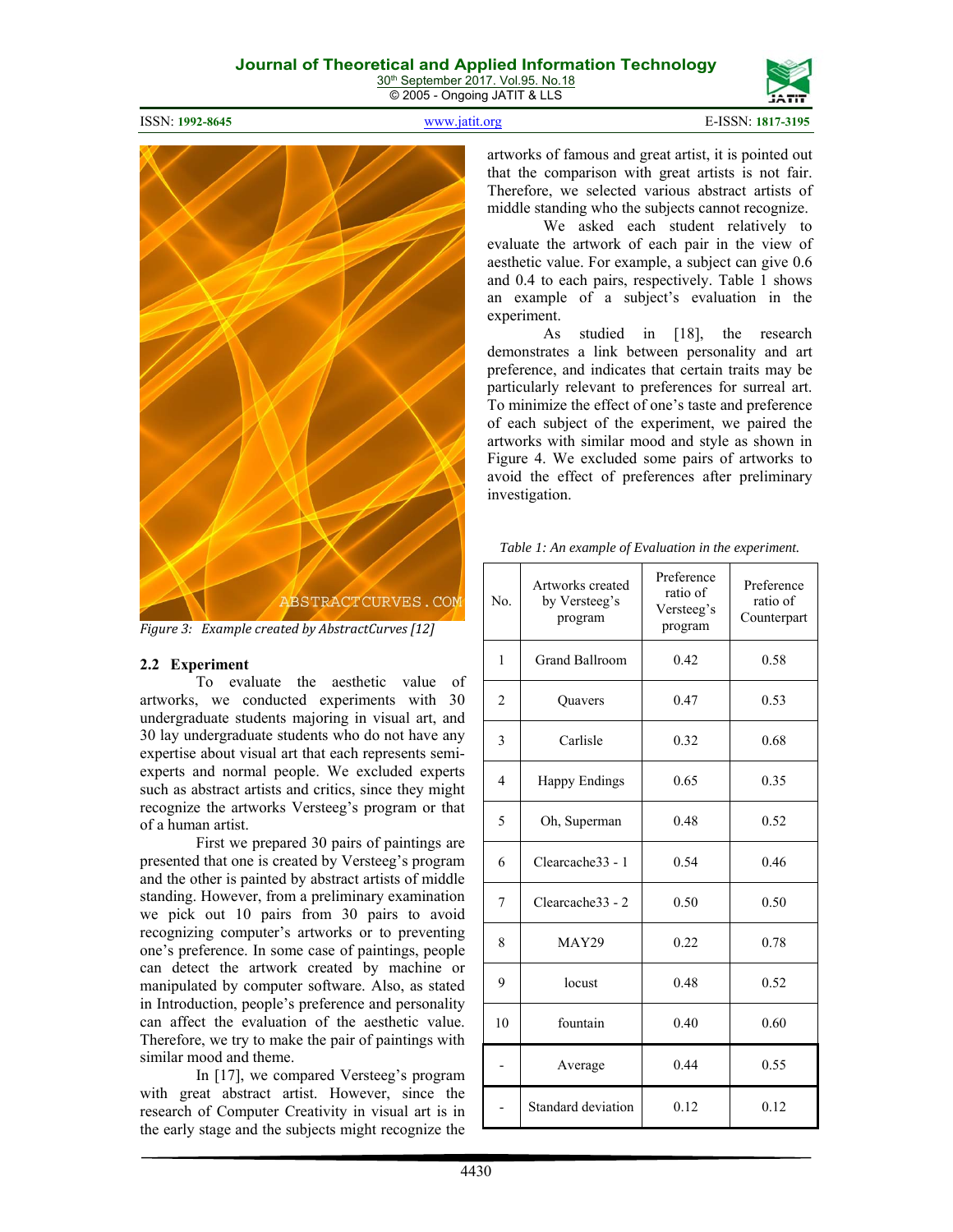Figure 3: Example created by AbstractCurves [12]

### 2.2 Experiment

To evaluate the aesthetic value of artworks, we conducted experiments with 30 undergraduate students majoring in visual art, and 30 lay undergraduate students who do not have any expertise about visual art that each represents semi-experts and normal people. We excluded experts such as abstract artists and critics, since they might recognize the artworks Versteeg's program or that of a human artist.

First we prepared 30 pairs of paintings are presented that one is created by Versteeg's program and the other is painted by abstract artists of middle standing. However, from a preliminary examination we pick out 10 pairs from 30 pairs to avoid recognizing computer's artworks or to preventing one's preference. In some case of paintings, people can detect the artwork created by machine or manipulated by computer software. Also, as stated in Introduction, people's preference and personality can affect the evaluation of the aesthetic value. Therefore, we try to make the pair of paintings with similar mood and theme.

In [17], we compared Versteeg's program with great abstract artist. However, since the research of Computer Creativity in visual art is in the early stage and the subjects might recognize the artworks of famous and great artist, it is pointed out that the comparison with great artists is not fair. Therefore, we selected various abstract artists of middle standing who the subjects cannot recognize.

We asked each student relatively to evaluate the artwork of each pair in the view of aesthetic value. For example, a subject can give 0.6 and 0.4 to each pairs, respectively. Table 1 shows an example of a subject's evaluation in the experiment.

As studied in [18], the research demonstrates a link between personality and art preference, and indicates that certain traits may be particularly relevant to preferences for surreal art. To minimize the effect of one's taste and preference of each subject of the experiment, we paired the artworks with similar mood and style as shown in Figure 4. We excluded some pairs of artworks to avoid the effect of preferences after preliminary investigation.

*Table 1: An example of Evaluation in the experiment.*

| No. | Artworks created by Versteeg's program | Preference ratio of Versteeg's program | Preference ratio of Counterpart |
|---|---|---|---|
| 1 | Grand Ballroom | 0.42 | 0.58 |
| 2 | Quavers | 0.47 | 0.53 |
| 3 | Carlisle | 0.32 | 0.68 |
| 4 | Happy Endings | 0.65 | 0.35 |
| 5 | Oh, Superman | 0.48 | 0.52 |
| 6 | Clearcache33 - 1 | 0.54 | 0.46 |
| 7 | Clearcache33 - 2 | 0.50 | 0.50 |
| 8 | MAY29 | 0.22 | 0.78 |
| 9 | locust | 0.48 | 0.52 |
| 10 | fountain | 0.40 | 0.60 |
| - | Average | 0.44 | 0.55 |
| - | Standard deviation | 0.12 | 0.12 |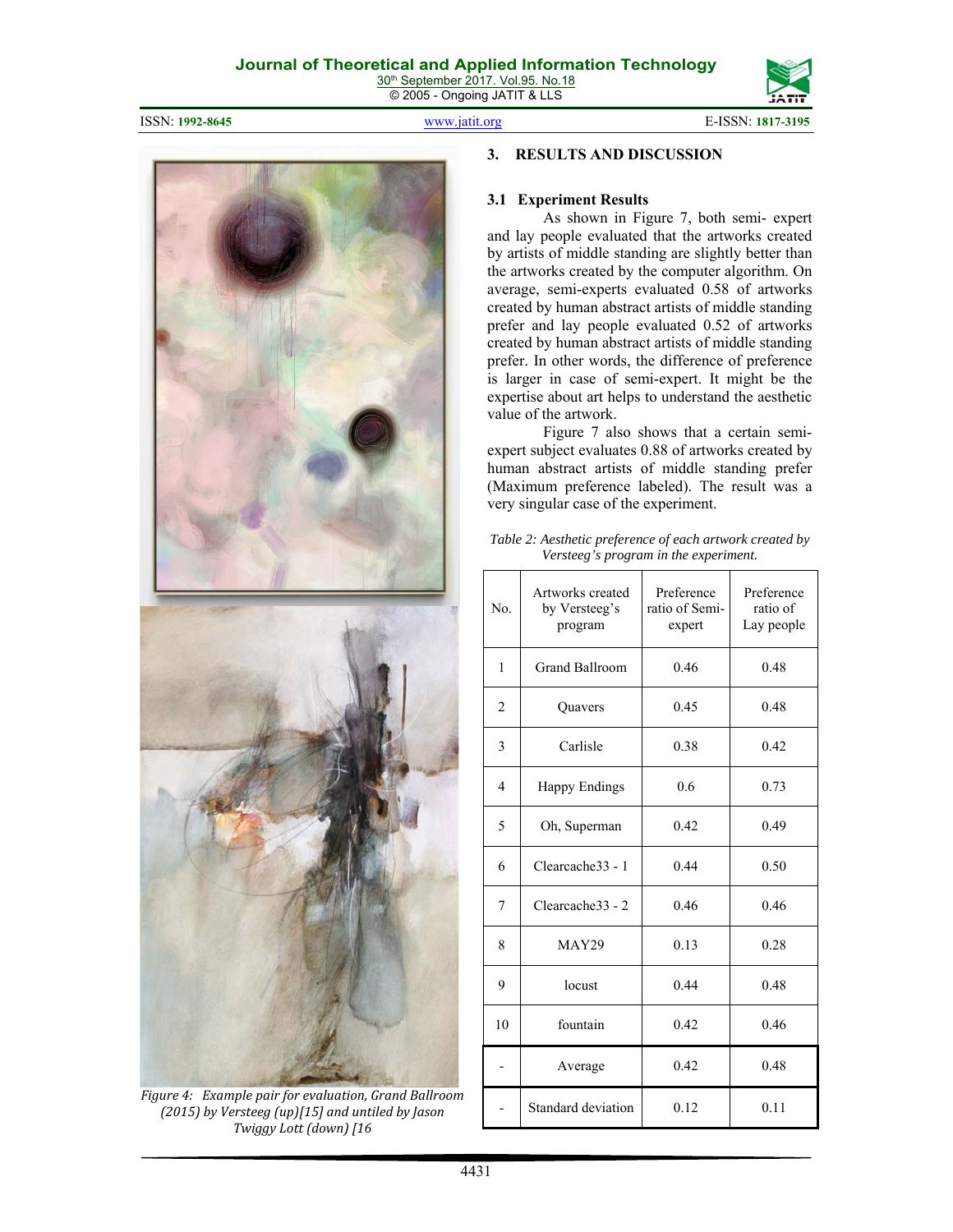Figure 4: Example pair for evaluation, Grand Ballroom (2015) by Versteeg (up)[15] and untiled by Jason Twiggy Lott (down) [16

## 3. RESULTS AND DISCUSSION

### 3.1 Experiment Results

As shown in Figure 7, both semi- expert and lay people evaluated that the artworks created by artists of middle standing are slightly better than the artworks created by the computer algorithm. On average, semi-experts evaluated 0.58 of artworks created by human abstract artists of middle standing prefer and lay people evaluated 0.52 of artworks created by human abstract artists of middle standing prefer. In other words, the difference of preference is larger in case of semi-expert. It might be the expertise about art helps to understand the aesthetic value of the artwork.

Figure 7 also shows that a certain semi-expert subject evaluates 0.88 of artworks created by human abstract artists of middle standing prefer (Maximum preference labeled). The result was a very singular case of the experiment.

*Table 2: Aesthetic preference of each artwork created by Versteeg's program in the experiment.*

| No. | Artworks created by Versteeg's program | Preference ratio of Semi-expert | Preference ratio of Lay people |
|---|---|---|---|
| 1 | Grand Ballroom | 0.46 | 0.48 |
| 2 | Quavers | 0.45 | 0.48 |
| 3 | Carlisle | 0.38 | 0.42 |
| 4 | Happy Endings | 0.6 | 0.73 |
| 5 | Oh, Superman | 0.42 | 0.49 |
| 6 | Clearcache33 - 1 | 0.44 | 0.50 |
| 7 | Clearcache33 - 2 | 0.46 | 0.46 |
| 8 | MAY29 | 0.13 | 0.28 |
| 9 | locust | 0.44 | 0.48 |
| 10 | fountain | 0.42 | 0.46 |
| - | Average | 0.42 | 0.48 |
| - | Standard deviation | 0.12 | 0.11 |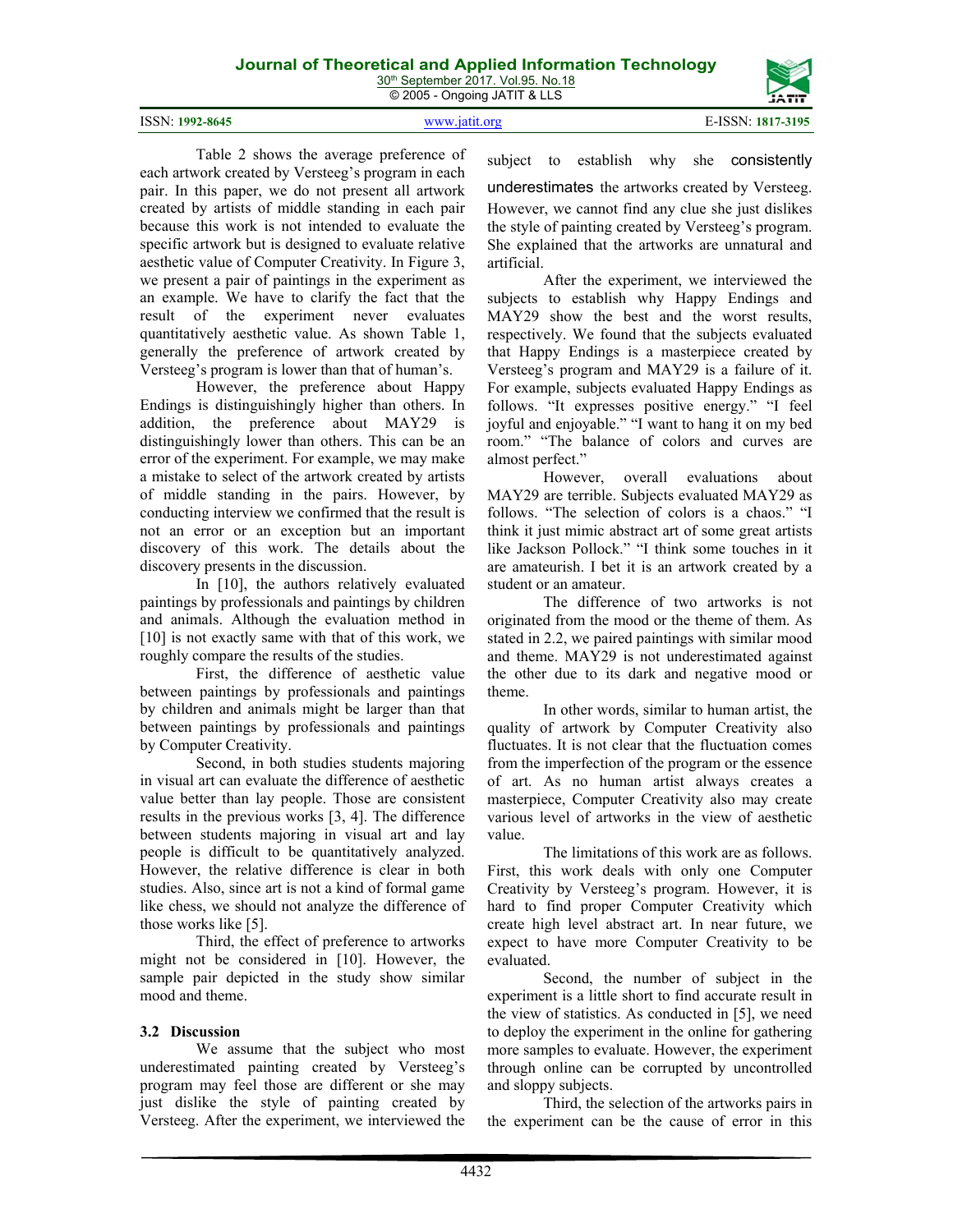Table 2 shows the average preference of each artwork created by Versteeg's program in each pair. In this paper, we do not present all artwork created by artists of middle standing in each pair because this work is not intended to evaluate the specific artwork but is designed to evaluate relative aesthetic value of Computer Creativity. In Figure 3, we present a pair of paintings in the experiment as an example. We have to clarify the fact that the result of the experiment never evaluates quantitatively aesthetic value. As shown Table 1, generally the preference of artwork created by Versteeg's program is lower than that of human's.

However, the preference about Happy Endings is distinguishingly higher than others. In addition, the preference about MAY29 is distinguishingly lower than others. This can be an error of the experiment. For example, we may make a mistake to select of the artwork created by artists of middle standing in the pairs. However, by conducting interview we confirmed that the result is not an error or an exception but an important discovery of this work. The details about the discovery presents in the discussion.

In [10], the authors relatively evaluated paintings by professionals and paintings by children and animals. Although the evaluation method in [10] is not exactly same with that of this work, we roughly compare the results of the studies.

First, the difference of aesthetic value between paintings by professionals and paintings by children and animals might be larger than that between paintings by professionals and paintings by Computer Creativity.

Second, in both studies students majoring in visual art can evaluate the difference of aesthetic value better than lay people. Those are consistent results in the previous works [3, 4]. The difference between students majoring in visual art and lay people is difficult to be quantitatively analyzed. However, the relative difference is clear in both studies. Also, since art is not a kind of formal game like chess, we should not analyze the difference of those works like [5].

Third, the effect of preference to artworks might not be considered in [10]. However, the sample pair depicted in the study show similar mood and theme.

### 3.2 Discussion

We assume that the subject who most underestimated painting created by Versteeg's program may feel those are different or she may just dislike the style of painting created by Versteeg. After the experiment, we interviewed the subject to establish why she consistently underestimates the artworks created by Versteeg. However, we cannot find any clue she just dislikes the style of painting created by Versteeg's program. She explained that the artworks are unnatural and artificial.

After the experiment, we interviewed the subjects to establish why Happy Endings and MAY29 show the best and the worst results, respectively. We found that the subjects evaluated that Happy Endings is a masterpiece created by Versteeg's program and MAY29 is a failure of it. For example, subjects evaluated Happy Endings as follows. "It expresses positive energy." "I feel joyful and enjoyable." "I want to hang it on my bed room." "The balance of colors and curves are almost perfect."

However, overall evaluations about MAY29 are terrible. Subjects evaluated MAY29 as follows. "The selection of colors is a chaos." "I think it just mimic abstract art of some great artists like Jackson Pollock." "I think some touches in it are amateurish. I bet it is an artwork created by a student or an amateur.

The difference of two artworks is not originated from the mood or the theme of them. As stated in 2.2, we paired paintings with similar mood and theme. MAY29 is not underestimated against the other due to its dark and negative mood or theme.

In other words, similar to human artist, the quality of artwork by Computer Creativity also fluctuates. It is not clear that the fluctuation comes from the imperfection of the program or the essence of art. As no human artist always creates a masterpiece, Computer Creativity also may create various level of artworks in the view of aesthetic value.

The limitations of this work are as follows. First, this work deals with only one Computer Creativity by Versteeg's program. However, it is hard to find proper Computer Creativity which create high level abstract art. In near future, we expect to have more Computer Creativity to be evaluated.

Second, the number of subject in the experiment is a little short to find accurate result in the view of statistics. As conducted in [5], we need to deploy the experiment in the online for gathering more samples to evaluate. However, the experiment through online can be corrupted by uncontrolled and sloppy subjects.

Third, the selection of the artworks pairs in the experiment can be the cause of error in this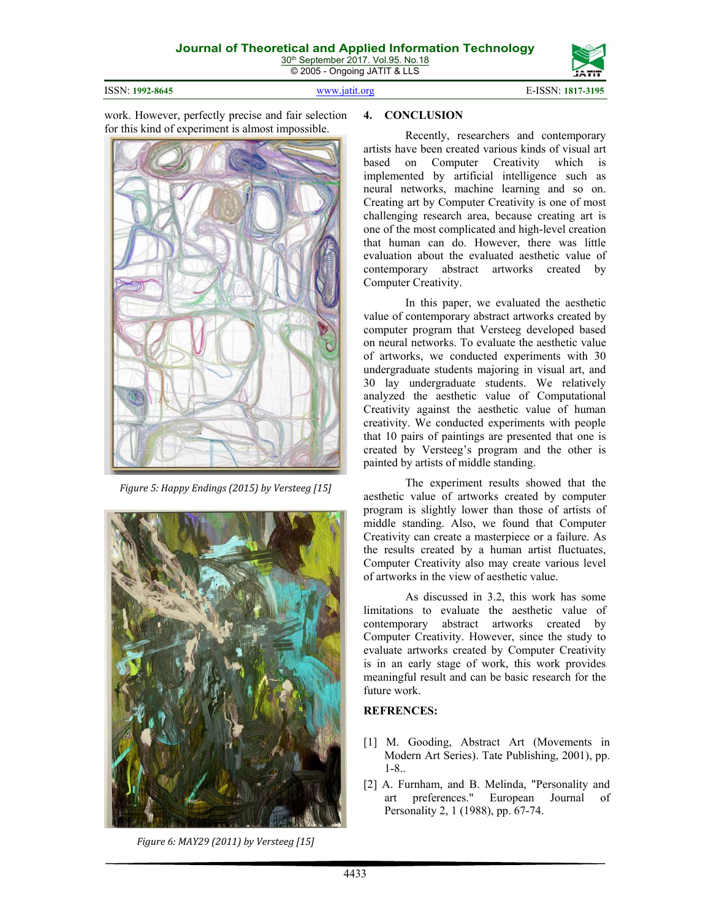work. However, perfectly precise and fair selection for this kind of experiment is almost impossible.

*Figure 5: Happy Endings (2015) by Versteeg [15]*

*Figure 6: MAY29 (2011) by Versteeg [15]*

## 4. CONCLUSION

Recently, researchers and contemporary artists have been created various kinds of visual art based on Computer Creativity which is implemented by artificial intelligence such as neural networks, machine learning and so on. Creating art by Computer Creativity is one of most challenging research area, because creating art is one of the most complicated and high-level creation that human can do. However, there was little evaluation about the evaluated aesthetic value of contemporary abstract artworks created by Computer Creativity.

In this paper, we evaluated the aesthetic value of contemporary abstract artworks created by computer program that Versteeg developed based on neural networks. To evaluate the aesthetic value of artworks, we conducted experiments with 30 undergraduate students majoring in visual art, and 30 lay undergraduate students. We relatively analyzed the aesthetic value of Computational Creativity against the aesthetic value of human creativity. We conducted experiments with people that 10 pairs of paintings are presented that one is created by Versteeg's program and the other is painted by artists of middle standing.

The experiment results showed that the aesthetic value of artworks created by computer program is slightly lower than those of artists of middle standing. Also, we found that Computer Creativity can create a masterpiece or a failure. As the results created by a human artist fluctuates, Computer Creativity also may create various level of artworks in the view of aesthetic value.

As discussed in 3.2, this work has some limitations to evaluate the aesthetic value of contemporary abstract artworks created by Computer Creativity. However, since the study to evaluate artworks created by Computer Creativity is in an early stage of work, this work provides meaningful result and can be basic research for the future work.

## REFRENCES:

[1] M. Gooding, Abstract Art (Movements in Modern Art Series). Tate Publishing, 2001), pp. 1-8..

[2] A. Furnham, and B. Melinda, "Personality and art preferences." European Journal of Personality 2, 1 (1988), pp. 67-74.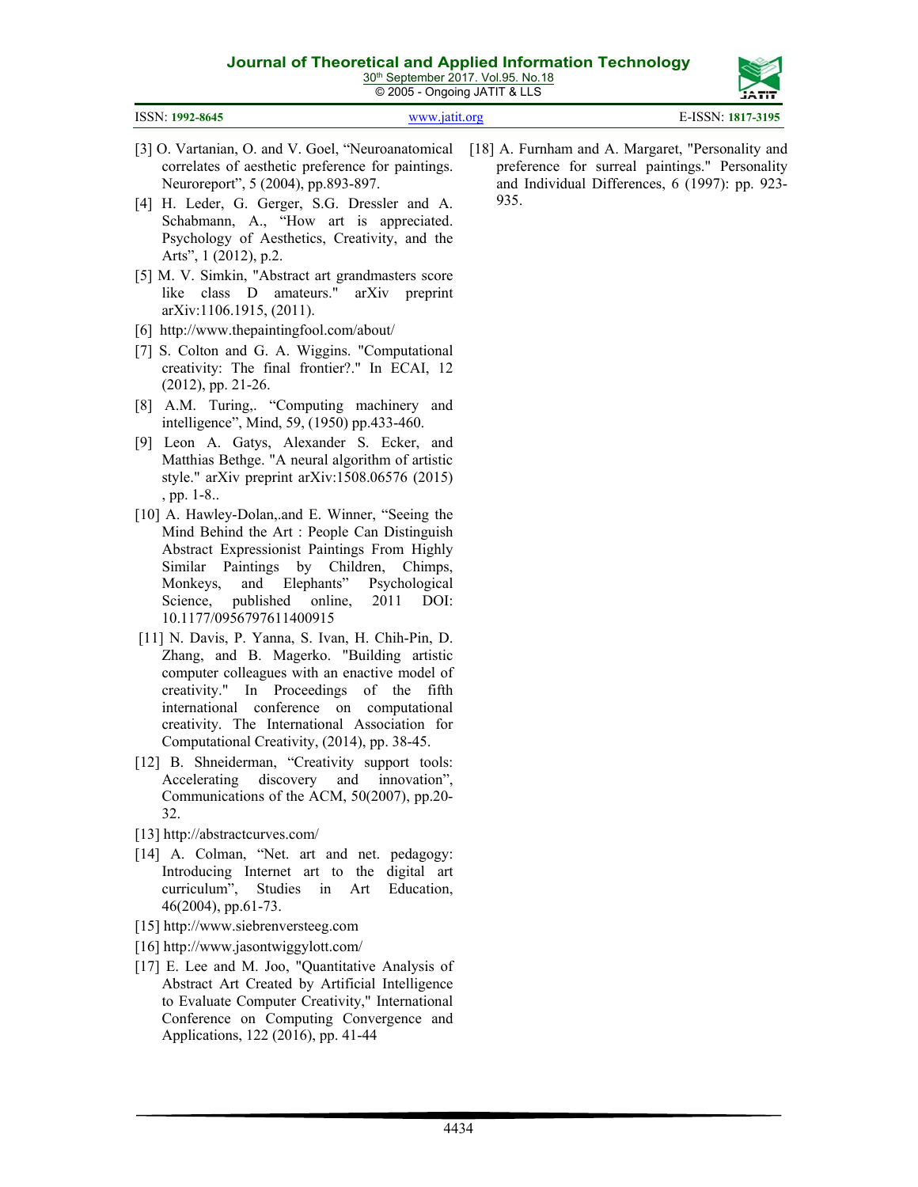[3] O. Vartanian, O. and V. Goel, "Neuroanatomical correlates of aesthetic preference for paintings. Neuroreport", 5 (2004), pp.893-897.

[4] H. Leder, G. Gerger, S.G. Dressler and A. Schabmann, A., "How art is appreciated. Psychology of Aesthetics, Creativity, and the Arts", 1 (2012), p.2.

[5] M. V. Simkin, "Abstract art grandmasters score like class D amateurs." arXiv preprint arXiv:1106.1915, (2011).

[6] http://www.thepaintingfool.com/about/

[7] S. Colton and G. A. Wiggins. "Computational creativity: The final frontier?." In ECAI, 12 (2012), pp. 21-26.

[8] A.M. Turing,. "Computing machinery and intelligence", Mind, 59, (1950) pp.433-460.

[9] Leon A. Gatys, Alexander S. Ecker, and Matthias Bethge. "A neural algorithm of artistic style." arXiv preprint arXiv:1508.06576 (2015) , pp. 1-8..

[10] A. Hawley-Dolan,.and E. Winner, "Seeing the Mind Behind the Art : People Can Distinguish Abstract Expressionist Paintings From Highly Similar Paintings by Children, Chimps, Monkeys, and Elephants" Psychological Science, published online, 2011 DOI: 10.1177/0956797611400915

[11] N. Davis, P. Yanna, S. Ivan, H. Chih-Pin, D. Zhang, and B. Magerko. "Building artistic computer colleagues with an enactive model of creativity." In Proceedings of the fifth international conference on computational creativity. The International Association for Computational Creativity, (2014), pp. 38-45.

[12] B. Shneiderman, "Creativity support tools: Accelerating discovery and innovation", Communications of the ACM, 50(2007), pp.20-32.

[13] http://abstractcurves.com/

[14] A. Colman, "Net. art and net. pedagogy: Introducing Internet art to the digital art curriculum", Studies in Art Education, 46(2004), pp.61-73.

[15] http://www.siebrenversteeg.com

[16] http://www.jasontwiggylott.com/

[17] E. Lee and M. Joo, "Quantitative Analysis of Abstract Art Created by Artificial Intelligence to Evaluate Computer Creativity," International Conference on Computing Convergence and Applications, 122 (2016), pp. 41-44

[18] A. Furnham and A. Margaret, "Personality and preference for surreal paintings." Personality and Individual Differences, 6 (1997): pp. 923-935.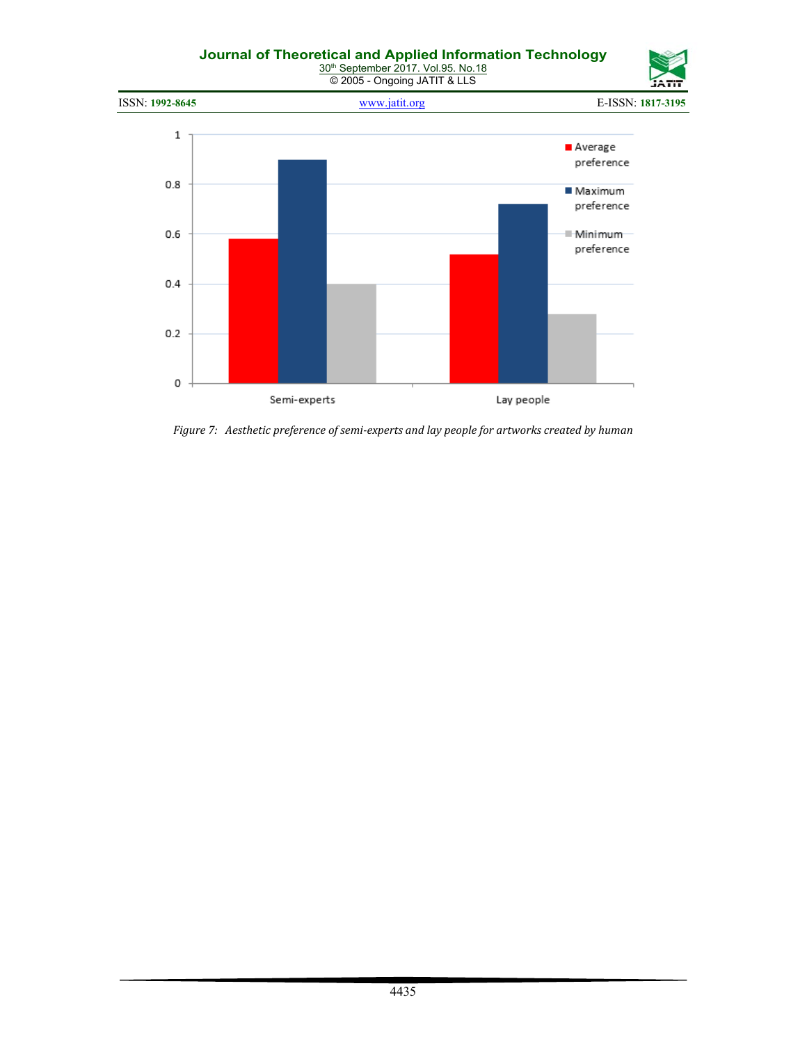1

0.8

0.6

0.4

0.2

0

Semi-experts

Lay people

Average preference

Maximum preference

Minimum preference

*Figure 7: Aesthetic preference of semi-experts and lay people for artworks created by human*